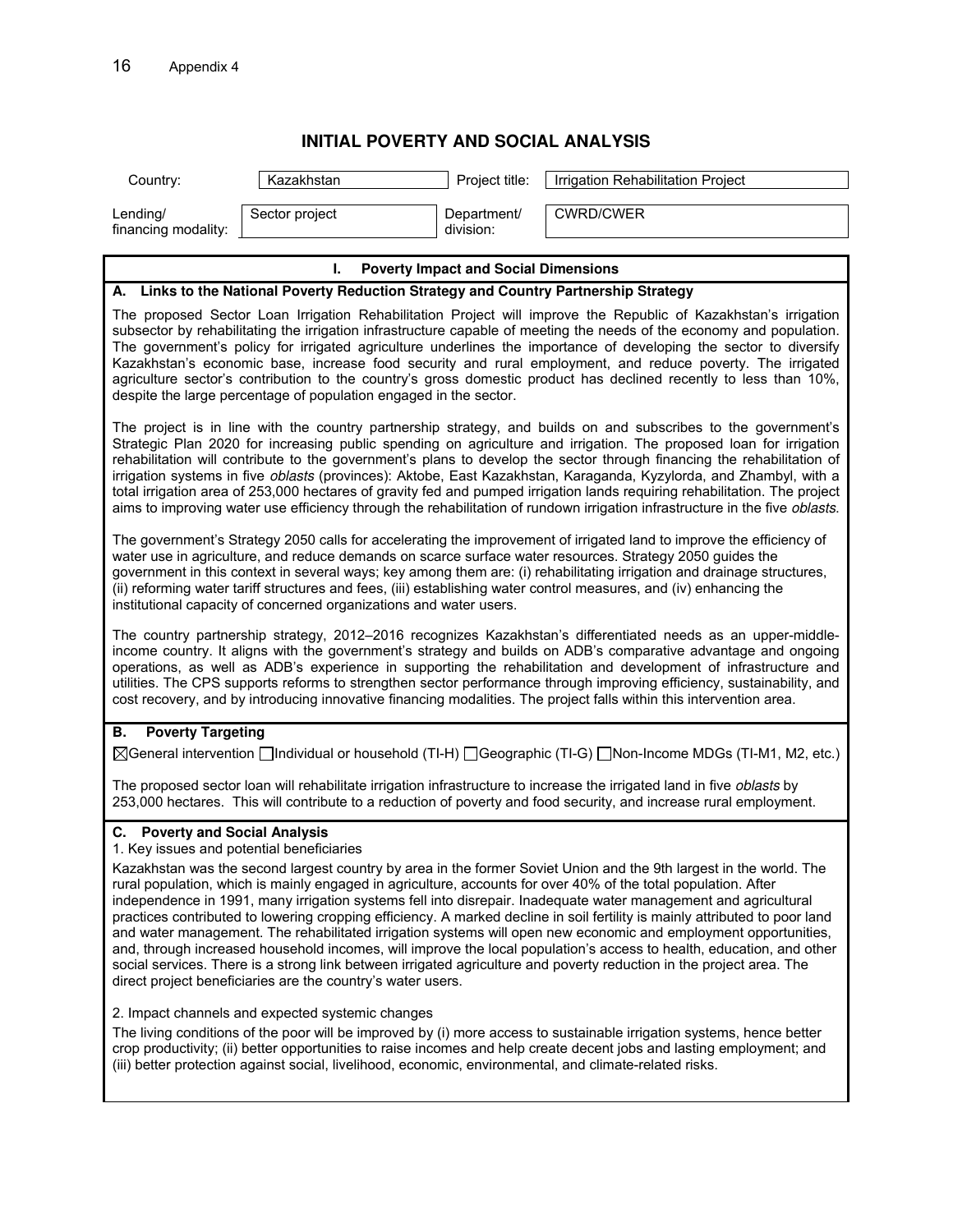# INITIAL POVERTY AND SOCIAL ANALYSIS

| Country: | Kazakhstan | Project title: | Irrigation Rehabilitation Project |
|---|---|---|---|
| Lending/ financing modality: | Sector project | Department/ division: | CWRD/CWER |

## I. Poverty Impact and Social Dimensions

### A. Links to the National Poverty Reduction Strategy and Country Partnership Strategy

The proposed Sector Loan Irrigation Rehabilitation Project will improve the Republic of Kazakhstan's irrigation subsector by rehabilitating the irrigation infrastructure capable of meeting the needs of the economy and population. The government's policy for irrigated agriculture underlines the importance of developing the sector to diversify Kazakhstan's economic base, increase food security and rural employment, and reduce poverty. The irrigated agriculture sector's contribution to the country's gross domestic product has declined recently to less than 10%, despite the large percentage of population engaged in the sector.

The project is in line with the country partnership strategy, and builds on and subscribes to the government's Strategic Plan 2020 for increasing public spending on agriculture and irrigation. The proposed loan for irrigation rehabilitation will contribute to the government's plans to develop the sector through financing the rehabilitation of irrigation systems in five *oblasts* (provinces): Aktobe, East Kazakhstan, Karaganda, Kyzylorda, and Zhambyl, with a total irrigation area of 253,000 hectares of gravity fed and pumped irrigation lands requiring rehabilitation. The project aims to improving water use efficiency through the rehabilitation of rundown irrigation infrastructure in the five *oblasts*.

The government's Strategy 2050 calls for accelerating the improvement of irrigated land to improve the efficiency of water use in agriculture, and reduce demands on scarce surface water resources. Strategy 2050 guides the government in this context in several ways; key among them are: (i) rehabilitating irrigation and drainage structures, (ii) reforming water tariff structures and fees, (iii) establishing water control measures, and (iv) enhancing the institutional capacity of concerned organizations and water users.

The country partnership strategy, 2012–2016 recognizes Kazakhstan's differentiated needs as an upper-middle-income country. It aligns with the government's strategy and builds on ADB's comparative advantage and ongoing operations, as well as ADB's experience in supporting the rehabilitation and development of infrastructure and utilities. The CPS supports reforms to strengthen sector performance through improving efficiency, sustainability, and cost recovery, and by introducing innovative financing modalities. The project falls within this intervention area.

### B. Poverty Targeting

☒ General intervention ☐ Individual or household (TI-H) ☐ Geographic (TI-G) ☐ Non-Income MDGs (TI-M1, M2, etc.)

The proposed sector loan will rehabilitate irrigation infrastructure to increase the irrigated land in five *oblasts* by 253,000 hectares. This will contribute to a reduction of poverty and food security, and increase rural employment.

### C. Poverty and Social Analysis

1. Key issues and potential beneficiaries

Kazakhstan was the second largest country by area in the former Soviet Union and the 9th largest in the world. The rural population, which is mainly engaged in agriculture, accounts for over 40% of the total population. After independence in 1991, many irrigation systems fell into disrepair. Inadequate water management and agricultural practices contributed to lowering cropping efficiency. A marked decline in soil fertility is mainly attributed to poor land and water management. The rehabilitated irrigation systems will open new economic and employment opportunities, and, through increased household incomes, will improve the local population's access to health, education, and other social services. There is a strong link between irrigated agriculture and poverty reduction in the project area. The direct project beneficiaries are the country's water users.

2. Impact channels and expected systemic changes

The living conditions of the poor will be improved by (i) more access to sustainable irrigation systems, hence better crop productivity; (ii) better opportunities to raise incomes and help create decent jobs and lasting employment; and (iii) better protection against social, livelihood, economic, environmental, and climate-related risks.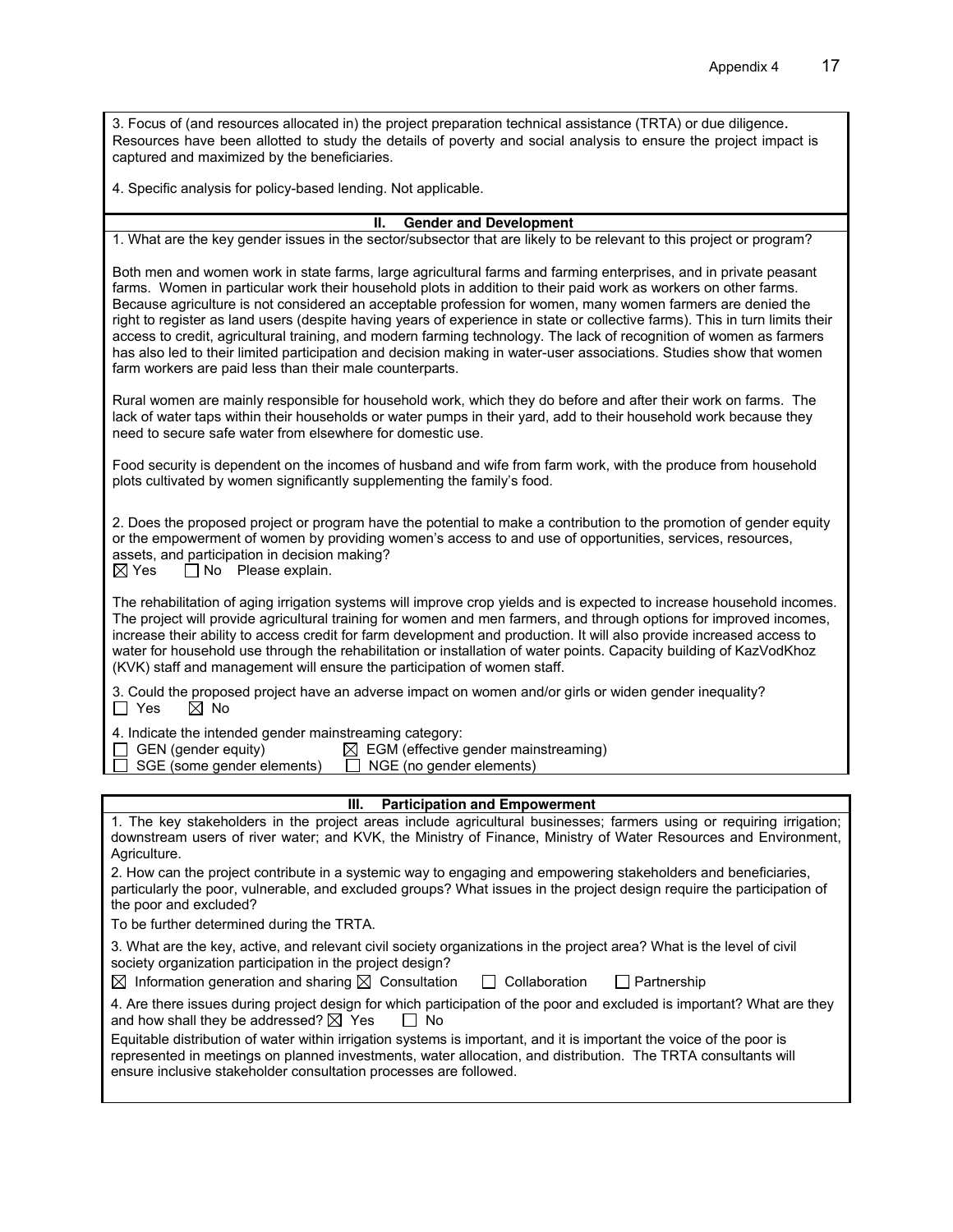3. Focus of (and resources allocated in) the project preparation technical assistance (TRTA) or due diligence. Resources have been allotted to study the details of poverty and social analysis to ensure the project impact is captured and maximized by the beneficiaries.

4. Specific analysis for policy-based lending. Not applicable.

## II. Gender and Development

1. What are the key gender issues in the sector/subsector that are likely to be relevant to this project or program?

Both men and women work in state farms, large agricultural farms and farming enterprises, and in private peasant farms. Women in particular work their household plots in addition to their paid work as workers on other farms. Because agriculture is not considered an acceptable profession for women, many women farmers are denied the right to register as land users (despite having years of experience in state or collective farms). This in turn limits their access to credit, agricultural training, and modern farming technology. The lack of recognition of women as farmers has also led to their limited participation and decision making in water-user associations. Studies show that women farm workers are paid less than their male counterparts.

Rural women are mainly responsible for household work, which they do before and after their work on farms. The lack of water taps within their households or water pumps in their yard, add to their household work because they need to secure safe water from elsewhere for domestic use.

Food security is dependent on the incomes of husband and wife from farm work, with the produce from household plots cultivated by women significantly supplementing the family's food.

2. Does the proposed project or program have the potential to make a contribution to the promotion of gender equity or the empowerment of women by providing women's access to and use of opportunities, services, resources, assets, and participation in decision making?
☒ Yes ☐ No Please explain.

The rehabilitation of aging irrigation systems will improve crop yields and is expected to increase household incomes. The project will provide agricultural training for women and men farmers, and through options for improved incomes, increase their ability to access credit for farm development and production. It will also provide increased access to water for household use through the rehabilitation or installation of water points. Capacity building of KazVodKhoz (KVK) staff and management will ensure the participation of women staff.

3. Could the proposed project have an adverse impact on women and/or girls or widen gender inequality?
☐ Yes ☒ No

4. Indicate the intended gender mainstreaming category:
☐ GEN (gender equity) ☒ EGM (effective gender mainstreaming)
☐ SGE (some gender elements) ☐ NGE (no gender elements)

## III. Participation and Empowerment

1. The key stakeholders in the project areas include agricultural businesses; farmers using or requiring irrigation; downstream users of river water; and KVK, the Ministry of Finance, Ministry of Water Resources and Environment, Agriculture.

2. How can the project contribute in a systemic way to engaging and empowering stakeholders and beneficiaries, particularly the poor, vulnerable, and excluded groups? What issues in the project design require the participation of the poor and excluded?

To be further determined during the TRTA.

3. What are the key, active, and relevant civil society organizations in the project area? What is the level of civil society organization participation in the project design?

☒ Information generation and sharing ☒ Consultation ☐ Collaboration ☐ Partnership

4. Are there issues during project design for which participation of the poor and excluded is important? What are they and how shall they be addressed? ☒ Yes ☐ No

Equitable distribution of water within irrigation systems is important, and it is important the voice of the poor is represented in meetings on planned investments, water allocation, and distribution. The TRTA consultants will ensure inclusive stakeholder consultation processes are followed.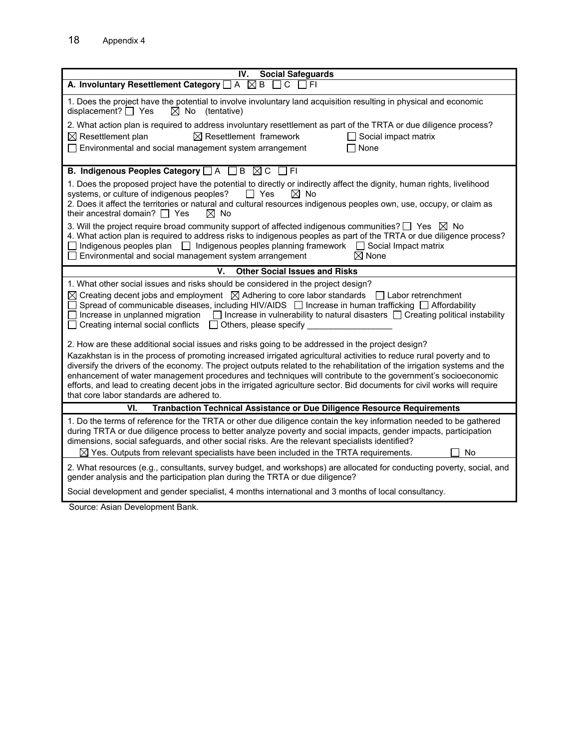## IV. Social Safeguards

**A. Involuntary Resettlement Category** ☐ A ☒ B ☐ C ☐ FI

1. Does the project have the potential to involve involuntary land acquisition resulting in physical and economic displacement? ☐ Yes ☒ No (tentative)

2. What action plan is required to address involuntary resettlement as part of the TRTA or due diligence process?
☒ Resettlement plan ☒ Resettlement framework ☐ Social impact matrix
☐ Environmental and social management system arrangement ☐ None

**B. Indigenous Peoples Category** ☐ A ☐ B ☒ C ☐ FI

1. Does the proposed project have the potential to directly or indirectly affect the dignity, human rights, livelihood systems, or culture of indigenous peoples? ☐ Yes ☒ No
2. Does it affect the territories or natural and cultural resources indigenous peoples own, use, occupy, or claim as their ancestral domain? ☐ Yes ☒ No

3. Will the project require broad community support of affected indigenous communities? ☐ Yes ☒ No
4. What action plan is required to address risks to indigenous peoples as part of the TRTA or due diligence process?
☐ Indigenous peoples plan ☐ Indigenous peoples planning framework ☐ Social Impact matrix
☐ Environmental and social management system arrangement ☒ None

## V. Other Social Issues and Risks

1. What other social issues and risks should be considered in the project design?
☒ Creating decent jobs and employment ☒ Adhering to core labor standards ☐ Labor retrenchment
☐ Spread of communicable diseases, including HIV/AIDS ☐ Increase in human trafficking ☐ Affordability
☐ Increase in unplanned migration ☐ Increase in vulnerability to natural disasters ☐ Creating political instability
☐ Creating internal social conflicts ☐ Others, please specify __________________

2. How are these additional social issues and risks going to be addressed in the project design?
Kazakhstan is in the process of promoting increased irrigated agricultural activities to reduce rural poverty and to diversify the drivers of the economy. The project outputs related to the rehabilitation of the irrigation systems and the enhancement of water management procedures and techniques will contribute to the government's socioeconomic efforts, and lead to creating decent jobs in the irrigated agriculture sector. Bid documents for civil works will require that core labor standards are adhered to.

## VI. Tranbaction Technical Assistance or Due Diligence Resource Requirements

1. Do the terms of reference for the TRTA or other due diligence contain the key information needed to be gathered during TRTA or due diligence process to better analyze poverty and social impacts, gender impacts, participation dimensions, social safeguards, and other social risks. Are the relevant specialists identified?
☒ Yes. Outputs from relevant specialists have been included in the TRTA requirements. ☐ No

2. What resources (e.g., consultants, survey budget, and workshops) are allocated for conducting poverty, social, and gender analysis and the participation plan during the TRTA or due diligence?

Social development and gender specialist, 4 months international and 3 months of local consultancy.

Source: Asian Development Bank.